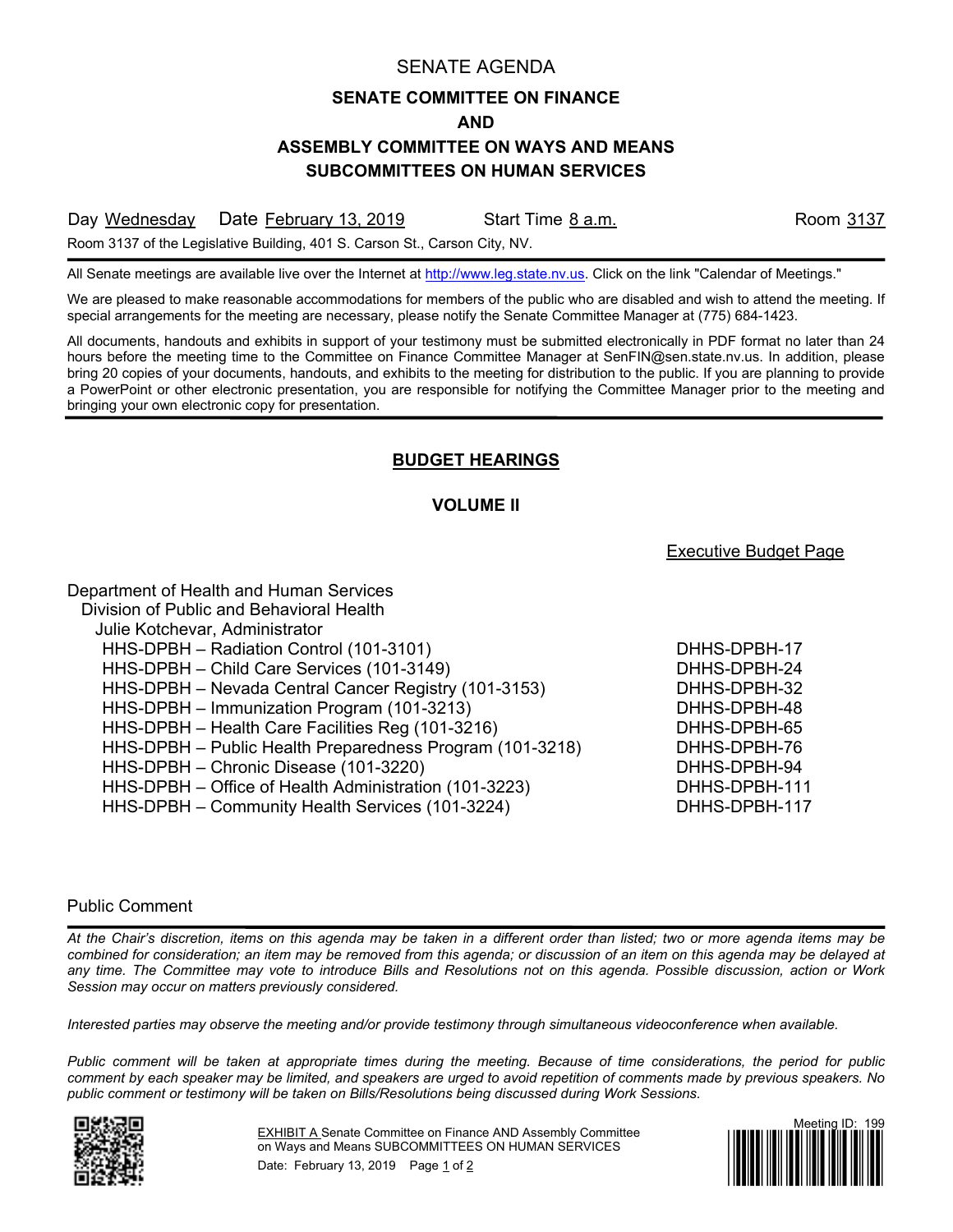# SENATE AGENDA

## SENATE COMMITTEE ON FINANCE
## AND
## ASSEMBLY COMMITTEE ON WAYS AND MEANS
## SUBCOMMITTEES ON HUMAN SERVICES

Day Wednesday Date February 13, 2019 Start Time 8 a.m. Room 3137

Room 3137 of the Legislative Building, 401 S. Carson St., Carson City, NV.

---

All Senate meetings are available live over the Internet at http://www.leg.state.nv.us. Click on the link "Calendar of Meetings."

We are pleased to make reasonable accommodations for members of the public who are disabled and wish to attend the meeting. If special arrangements for the meeting are necessary, please notify the Senate Committee Manager at (775) 684-1423.

All documents, handouts and exhibits in support of your testimony must be submitted electronically in PDF format no later than 24 hours before the meeting time to the Committee on Finance Committee Manager at SenFIN@sen.state.nv.us. In addition, please bring 20 copies of your documents, handouts, and exhibits to the meeting for distribution to the public. If you are planning to provide a PowerPoint or other electronic presentation, you are responsible for notifying the Committee Manager prior to the meeting and bringing your own electronic copy for presentation.

---

## BUDGET HEARINGS

### VOLUME II

| | Executive Budget Page |
|---|---|
| Department of Health and Human Services | |
| Division of Public and Behavioral Health | |
| Julie Kotchevar, Administrator | |
| HHS-DPBH – Radiation Control (101-3101) | DHHS-DPBH-17 |
| HHS-DPBH – Child Care Services (101-3149) | DHHS-DPBH-24 |
| HHS-DPBH – Nevada Central Cancer Registry (101-3153) | DHHS-DPBH-32 |
| HHS-DPBH – Immunization Program (101-3213) | DHHS-DPBH-48 |
| HHS-DPBH – Health Care Facilities Reg (101-3216) | DHHS-DPBH-65 |
| HHS-DPBH – Public Health Preparedness Program (101-3218) | DHHS-DPBH-76 |
| HHS-DPBH – Chronic Disease (101-3220) | DHHS-DPBH-94 |
| HHS-DPBH – Office of Health Administration (101-3223) | DHHS-DPBH-111 |
| HHS-DPBH – Community Health Services (101-3224) | DHHS-DPBH-117 |

Public Comment

---

*At the Chair's discretion, items on this agenda may be taken in a different order than listed; two or more agenda items may be combined for consideration; an item may be removed from this agenda; or discussion of an item on this agenda may be delayed at any time. The Committee may vote to introduce Bills and Resolutions not on this agenda. Possible discussion, action or Work Session may occur on matters previously considered.*

*Interested parties may observe the meeting and/or provide testimony through simultaneous videoconference when available.*

*Public comment will be taken at appropriate times during the meeting. Because of time considerations, the period for public comment by each speaker may be limited, and speakers are urged to avoid repetition of comments made by previous speakers. No public comment or testimony will be taken on Bills/Resolutions being discussed during Work Sessions.*

EXHIBIT A Senate Committee on Finance AND Assembly Committee on Ways and Means SUBCOMMITTEES ON HUMAN SERVICES

Date: February 13, 2019 Page 1 of 2

Meeting ID: 199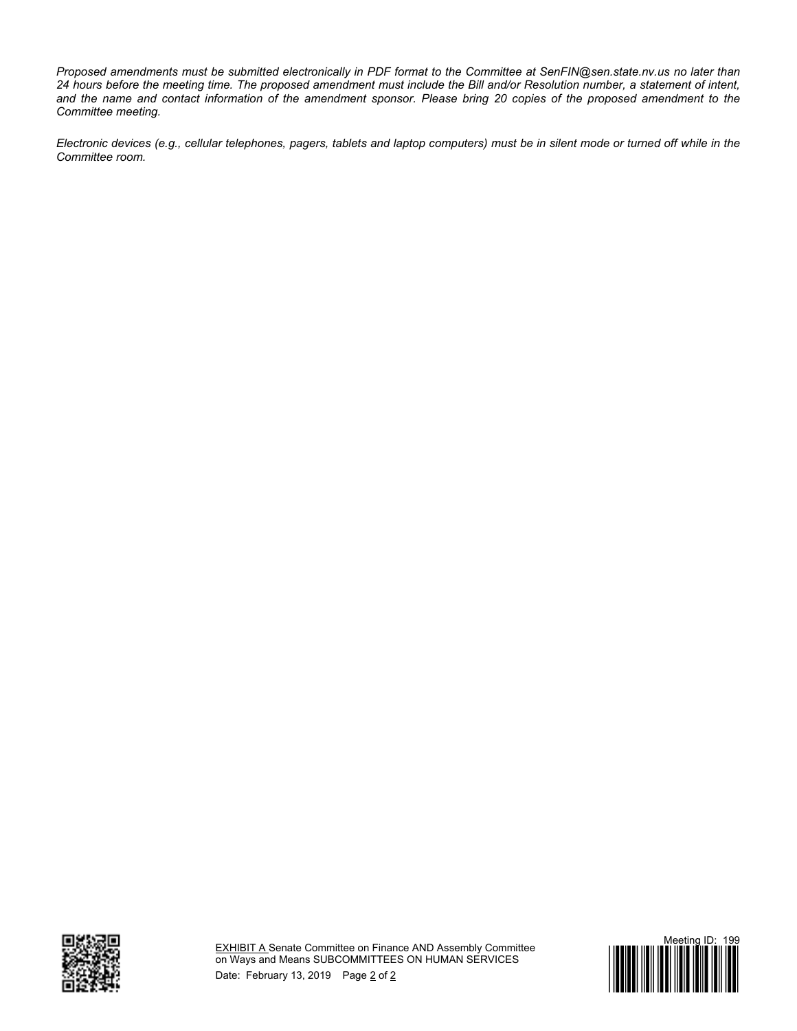*Proposed amendments must be submitted electronically in PDF format to the Committee at SenFIN@sen.state.nv.us no later than 24 hours before the meeting time. The proposed amendment must include the Bill and/or Resolution number, a statement of intent, and the name and contact information of the amendment sponsor. Please bring 20 copies of the proposed amendment to the Committee meeting.*

*Electronic devices (e.g., cellular telephones, pagers, tablets and laptop computers) must be in silent mode or turned off while in the Committee room.*